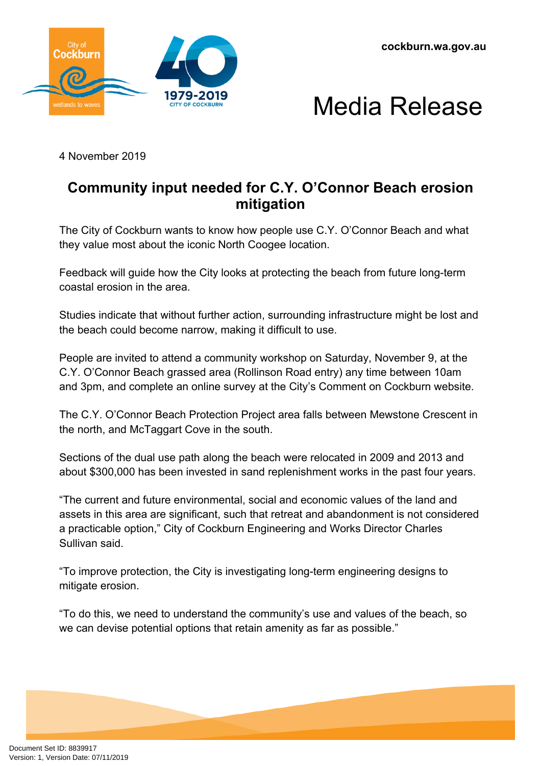cockburn.wa.gov.au

# Media Release

4 November 2019

## Community input needed for C.Y. O'Connor Beach erosion mitigation

The City of Cockburn wants to know how people use C.Y. O'Connor Beach and what they value most about the iconic North Coogee location.

Feedback will guide how the City looks at protecting the beach from future long-term coastal erosion in the area.

Studies indicate that without further action, surrounding infrastructure might be lost and the beach could become narrow, making it difficult to use.

People are invited to attend a community workshop on Saturday, November 9, at the C.Y. O'Connor Beach grassed area (Rollinson Road entry) any time between 10am and 3pm, and complete an online survey at the City's Comment on Cockburn website.

The C.Y. O'Connor Beach Protection Project area falls between Mewstone Crescent in the north, and McTaggart Cove in the south.

Sections of the dual use path along the beach were relocated in 2009 and 2013 and about $300,000 has been invested in sand replenishment works in the past four years.

"The current and future environmental, social and economic values of the land and assets in this area are significant, such that retreat and abandonment is not considered a practicable option," City of Cockburn Engineering and Works Director Charles Sullivan said.

"To improve protection, the City is investigating long-term engineering designs to mitigate erosion.

"To do this, we need to understand the community's use and values of the beach, so we can devise potential options that retain amenity as far as possible."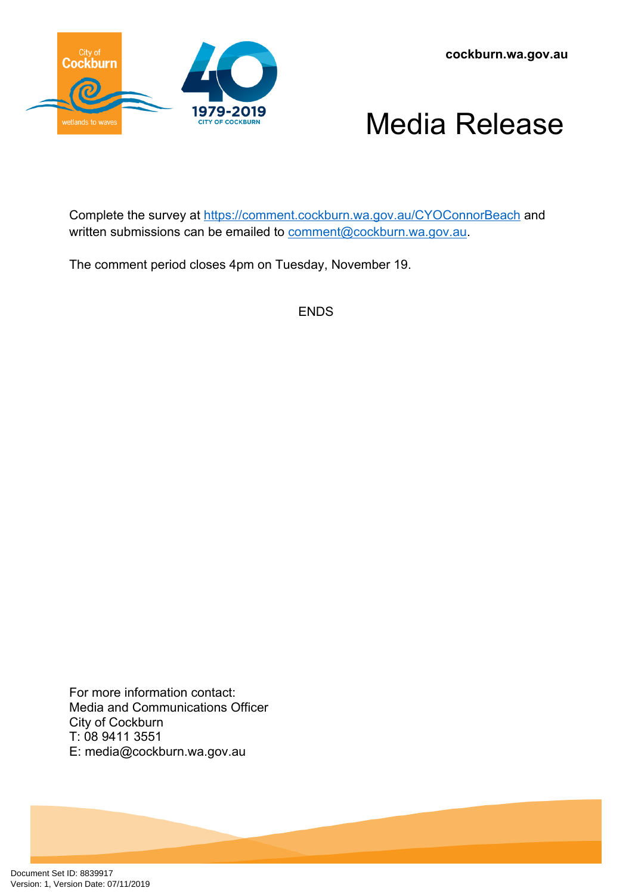Complete the survey at [https://comment.cockburn.wa.gov.au/CYOConnorBeach](https://comment.cockburn.wa.gov.au/CYOConnorBeach) and written submissions can be emailed to [comment@cockburn.wa.gov.au](mailto:comment@cockburn.wa.gov.au).

The comment period closes 4pm on Tuesday, November 19.

ENDS

For more information contact:
Media and Communications Officer
City of Cockburn
T: 08 9411 3551
E: media@cockburn.wa.gov.au